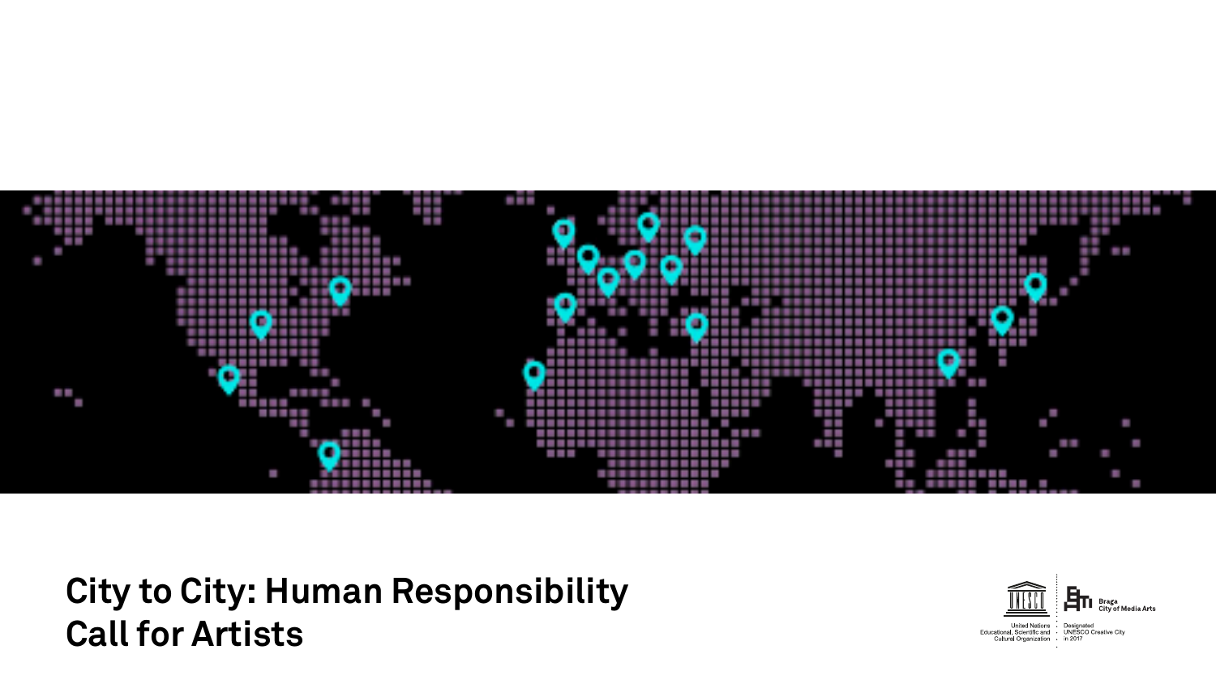# City to City: Human Responsibility
# Call for Artists

United Nations Educational, Scientific and Cultural Organization

Braga City of Media Arts

Designated UNESCO Creative City in 2017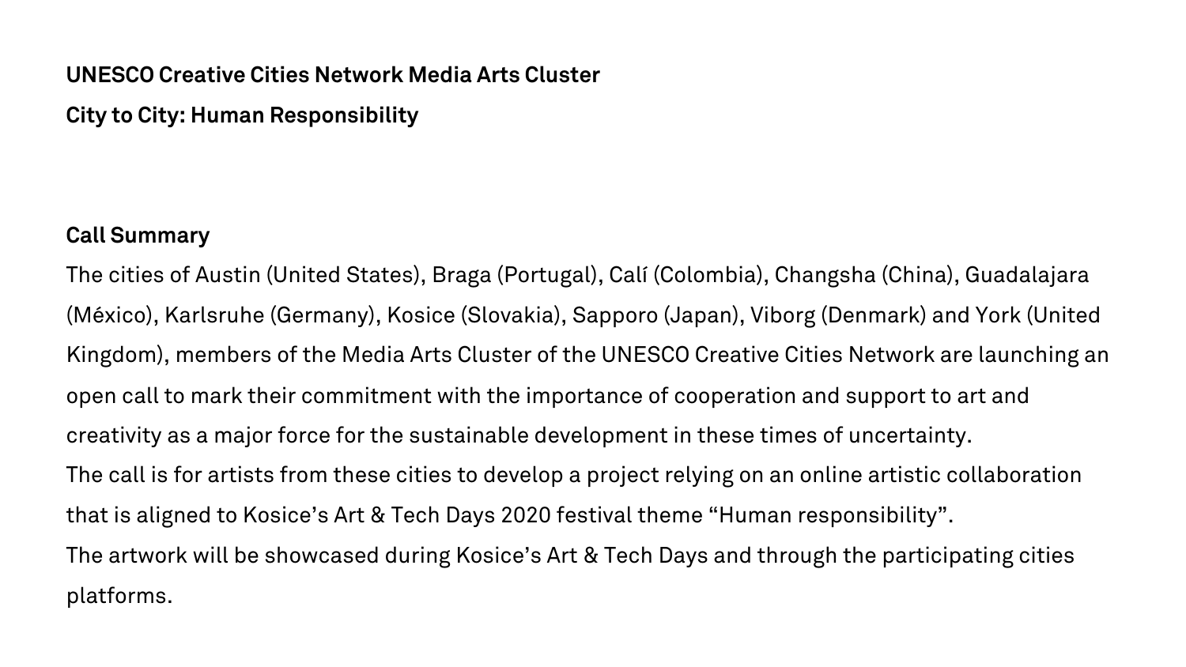**UNESCO Creative Cities Network Media Arts Cluster**

**City to City: Human Responsibility**

**Call Summary**

The cities of Austin (United States), Braga (Portugal), Calí (Colombia), Changsha (China), Guadalajara (México), Karlsruhe (Germany), Kosice (Slovakia), Sapporo (Japan), Viborg (Denmark) and York (United Kingdom), members of the Media Arts Cluster of the UNESCO Creative Cities Network are launching an open call to mark their commitment with the importance of cooperation and support to art and creativity as a major force for the sustainable development in these times of uncertainty.

The call is for artists from these cities to develop a project relying on an online artistic collaboration that is aligned to Kosice's Art & Tech Days 2020 festival theme "Human responsibility".

The artwork will be showcased during Kosice's Art & Tech Days and through the participating cities platforms.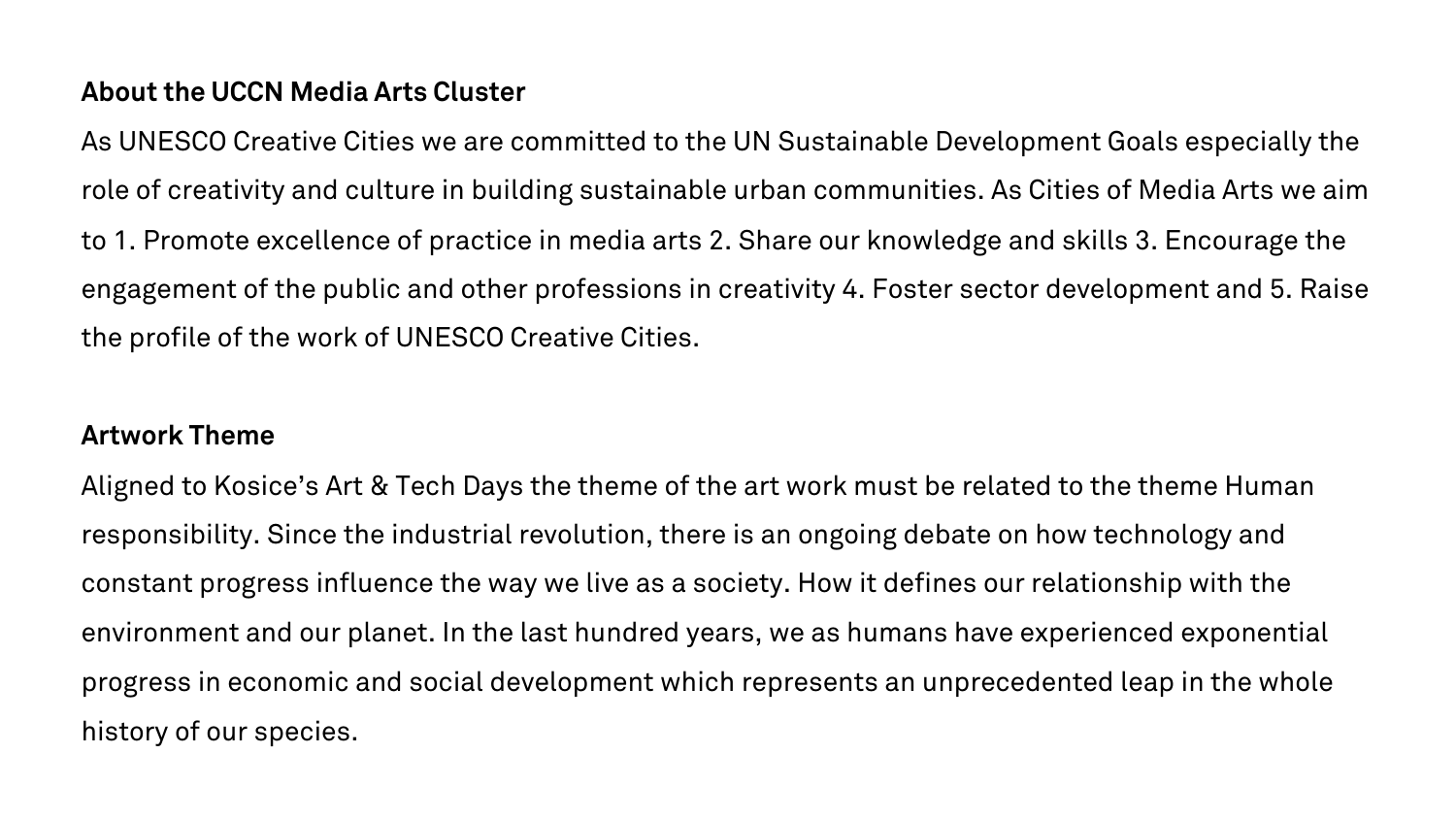**About the UCCN Media Arts Cluster**

As UNESCO Creative Cities we are committed to the UN Sustainable Development Goals especially the role of creativity and culture in building sustainable urban communities. As Cities of Media Arts we aim to 1. Promote excellence of practice in media arts 2. Share our knowledge and skills 3. Encourage the engagement of the public and other professions in creativity 4. Foster sector development and 5. Raise the profile of the work of UNESCO Creative Cities.

**Artwork Theme**

Aligned to Kosice's Art & Tech Days the theme of the art work must be related to the theme Human responsibility. Since the industrial revolution, there is an ongoing debate on how technology and constant progress influence the way we live as a society. How it defines our relationship with the environment and our planet. In the last hundred years, we as humans have experienced exponential progress in economic and social development which represents an unprecedented leap in the whole history of our species.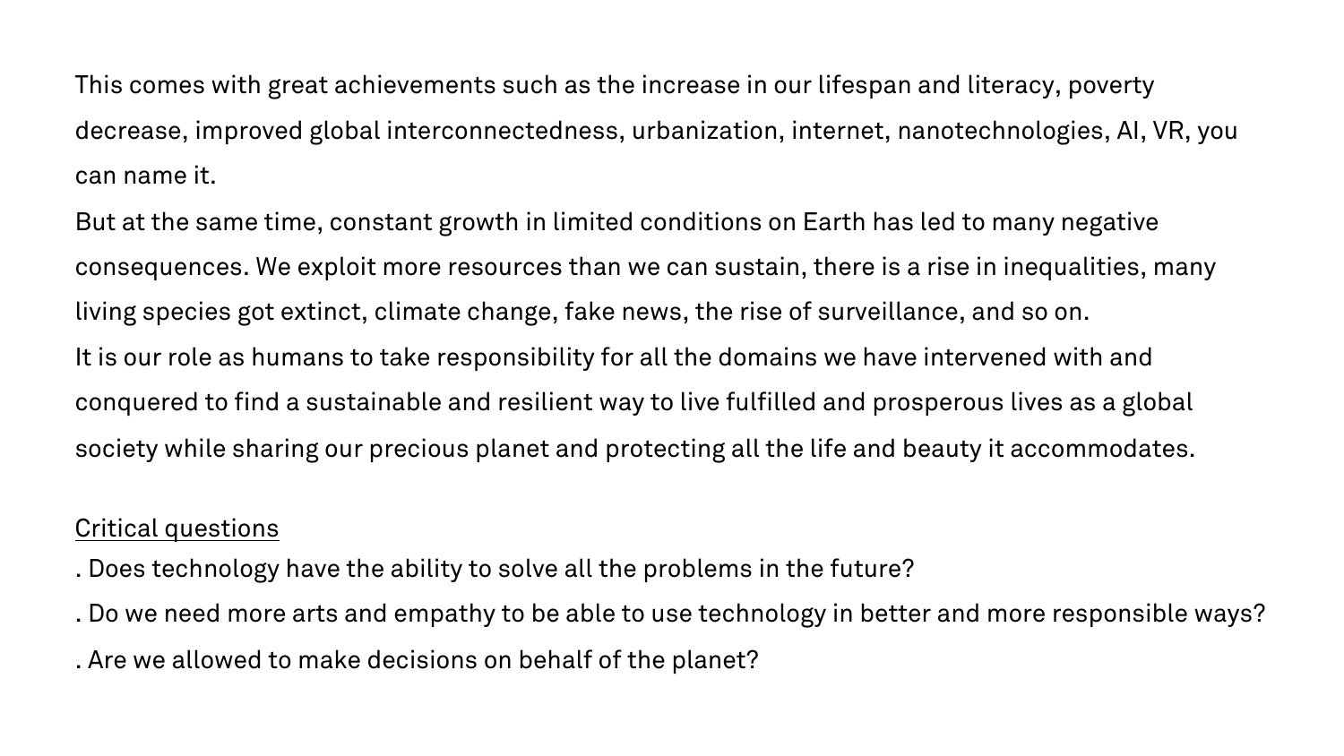This comes with great achievements such as the increase in our lifespan and literacy, poverty decrease, improved global interconnectedness, urbanization, internet, nanotechnologies, AI, VR, you can name it.

But at the same time, constant growth in limited conditions on Earth has led to many negative consequences. We exploit more resources than we can sustain, there is a rise in inequalities, many living species got extinct, climate change, fake news, the rise of surveillance, and so on.

It is our role as humans to take responsibility for all the domains we have intervened with and conquered to find a sustainable and resilient way to live fulfilled and prosperous lives as a global society while sharing our precious planet and protecting all the life and beauty it accommodates.

<u>Critical questions</u>

. Does technology have the ability to solve all the problems in the future?

. Do we need more arts and empathy to be able to use technology in better and more responsible ways?

. Are we allowed to make decisions on behalf of the planet?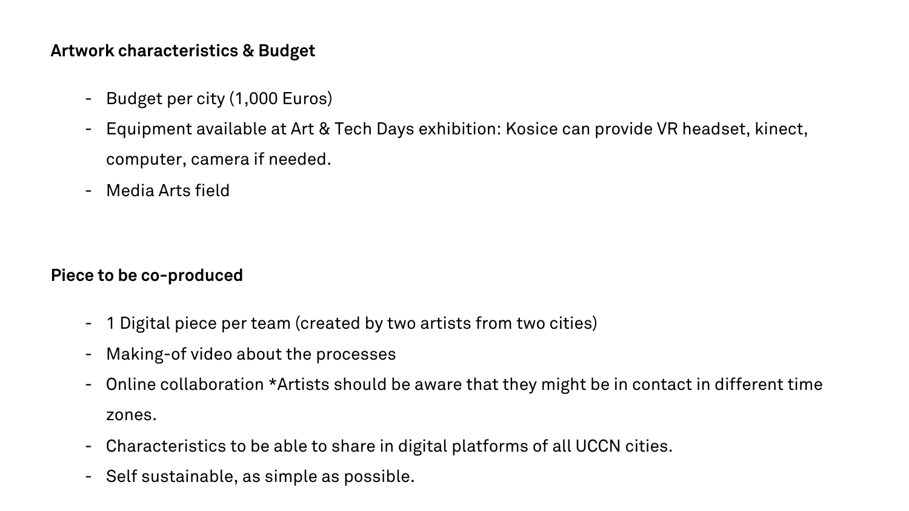**Artwork characteristics & Budget**

- Budget per city (1,000 Euros)
- Equipment available at Art & Tech Days exhibition: Kosice can provide VR headset, kinect, computer, camera if needed.
- Media Arts field

**Piece to be co-produced**

- 1 Digital piece per team (created by two artists from two cities)
- Making-of video about the processes
- Online collaboration *Artists should be aware that they might be in contact in different time zones.
- Characteristics to be able to share in digital platforms of all UCCN cities.
- Self sustainable, as simple as possible.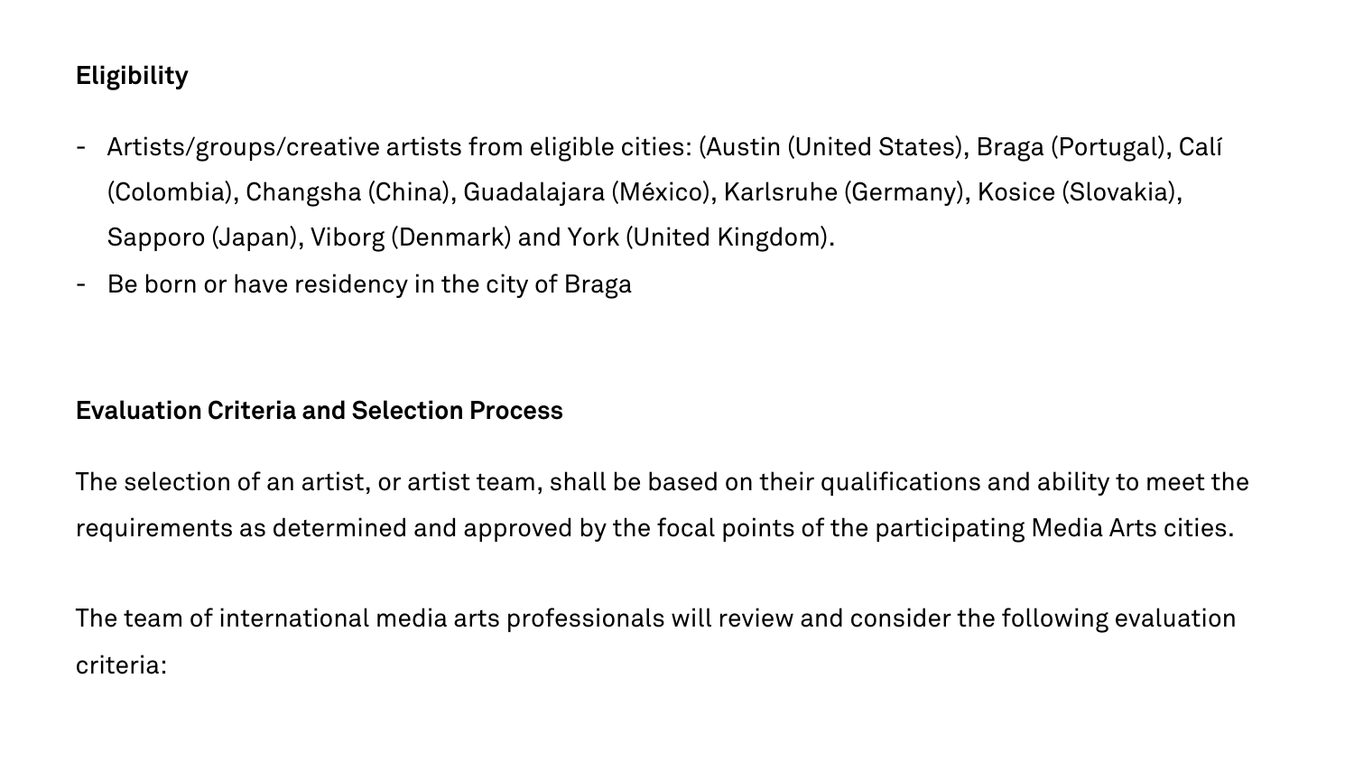**Eligibility**

- Artists/groups/creative artists from eligible cities: (Austin (United States), Braga (Portugal), Calí (Colombia), Changsha (China), Guadalajara (México), Karlsruhe (Germany), Kosice (Slovakia), Sapporo (Japan), Viborg (Denmark) and York (United Kingdom).
- Be born or have residency in the city of Braga

**Evaluation Criteria and Selection Process**

The selection of an artist, or artist team, shall be based on their qualifications and ability to meet the requirements as determined and approved by the focal points of the participating Media Arts cities.

The team of international media arts professionals will review and consider the following evaluation criteria: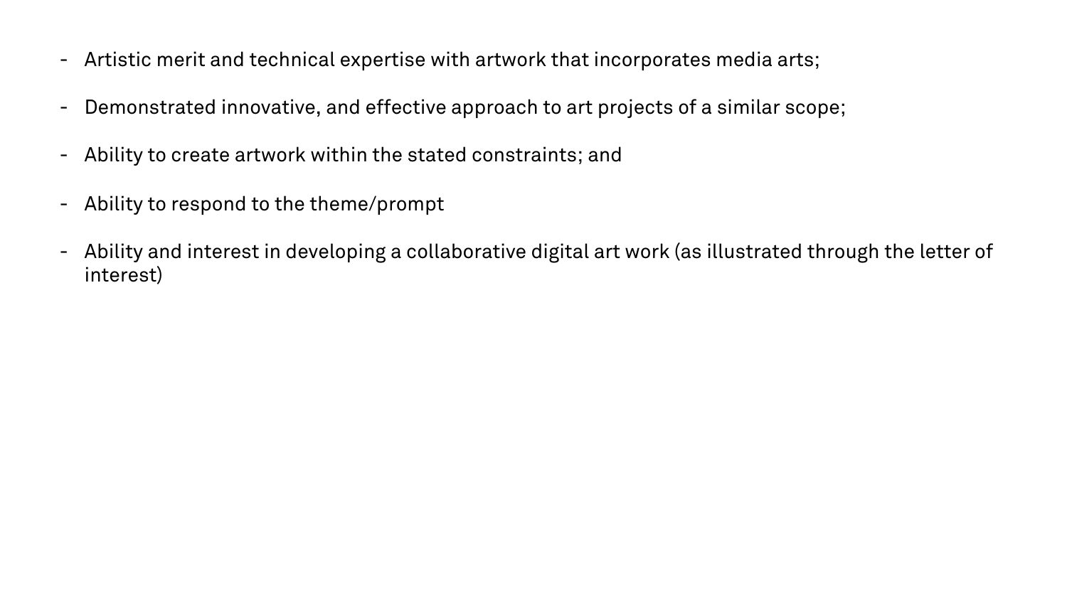- Artistic merit and technical expertise with artwork that incorporates media arts;

- Demonstrated innovative, and effective approach to art projects of a similar scope;

- Ability to create artwork within the stated constraints; and

- Ability to respond to the theme/prompt

- Ability and interest in developing a collaborative digital art work (as illustrated through the letter of interest)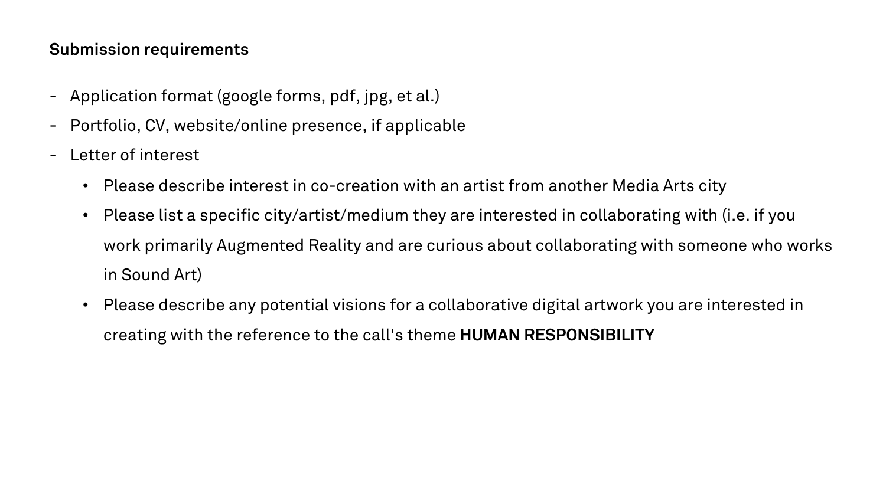**Submission requirements**

- Application format (google forms, pdf, jpg, et al.)
- Portfolio, CV, website/online presence, if applicable
- Letter of interest
  - Please describe interest in co-creation with an artist from another Media Arts city
  - Please list a specific city/artist/medium they are interested in collaborating with (i.e. if you work primarily Augmented Reality and are curious about collaborating with someone who works in Sound Art)
  - Please describe any potential visions for a collaborative digital artwork you are interested in creating with the reference to the call's theme **HUMAN RESPONSIBILITY**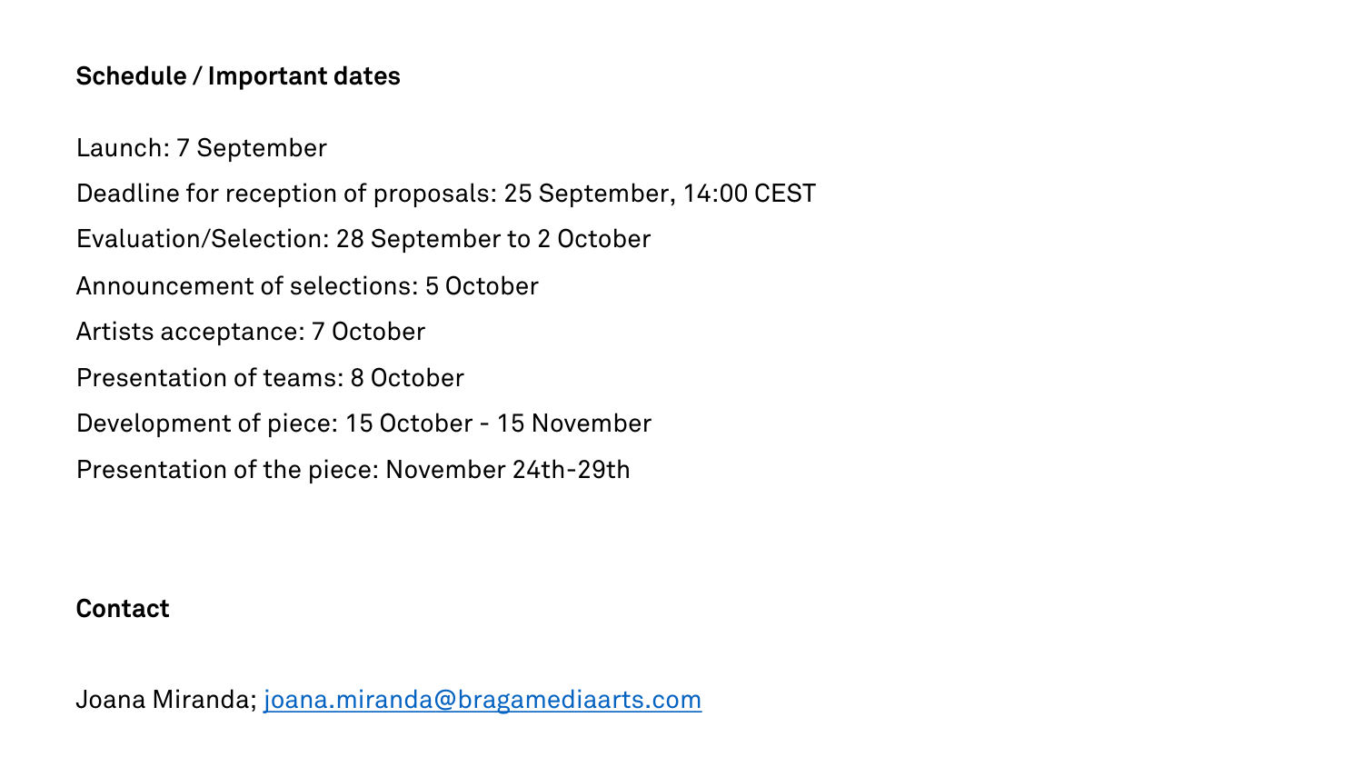**Schedule / Important dates**

Launch: 7 September

Deadline for reception of proposals: 25 September, 14:00 CEST

Evaluation/Selection: 28 September to 2 October

Announcement of selections: 5 October

Artists acceptance: 7 October

Presentation of teams: 8 October

Development of piece: 15 October - 15 November

Presentation of the piece: November 24th-29th

**Contact**

Joana Miranda; joana.miranda@bragamediaarts.com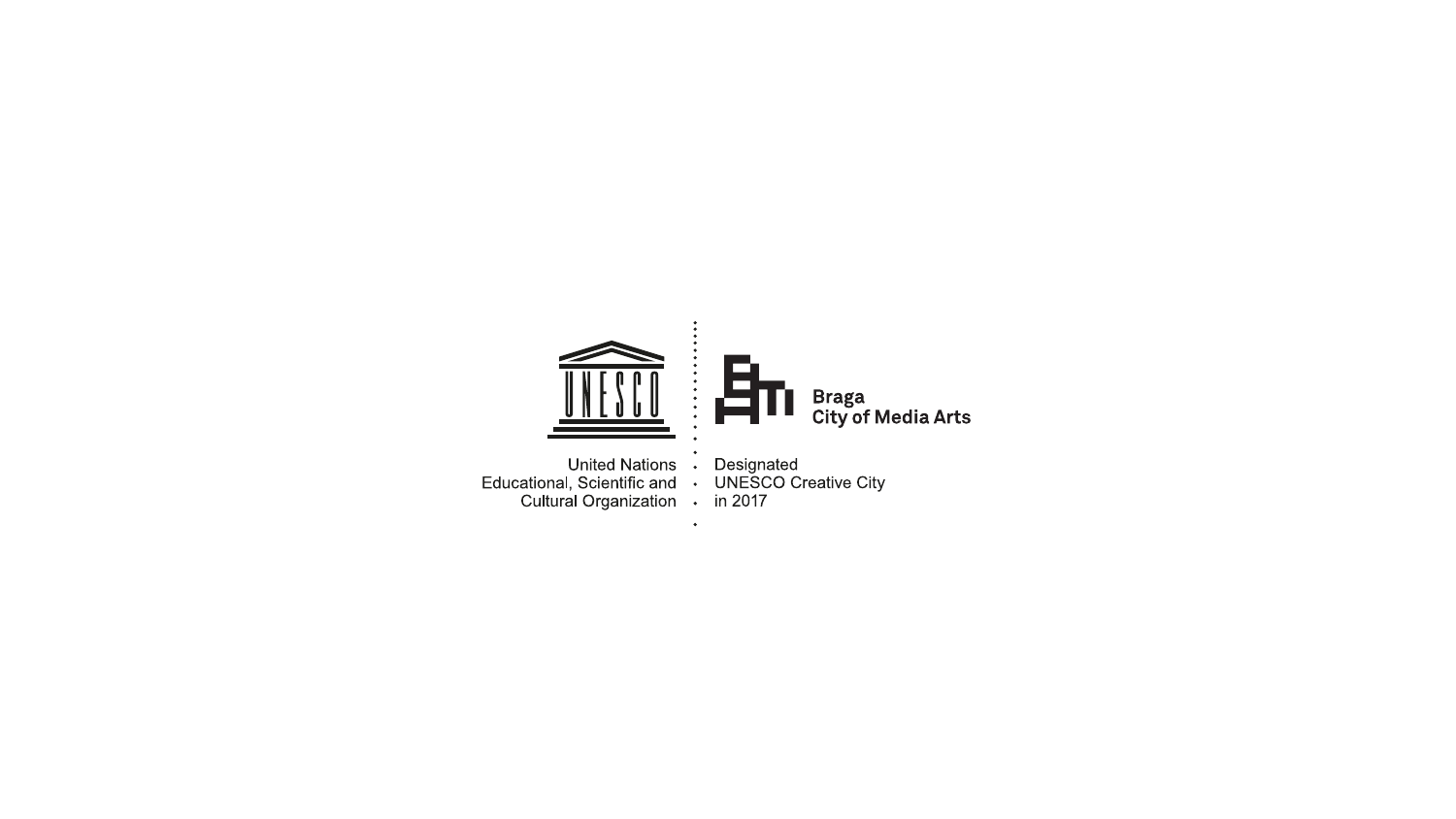UNESCO

United Nations
Educational, Scientific and
Cultural Organization

Braga
City of Media Arts

Designated
UNESCO Creative City
in 2017